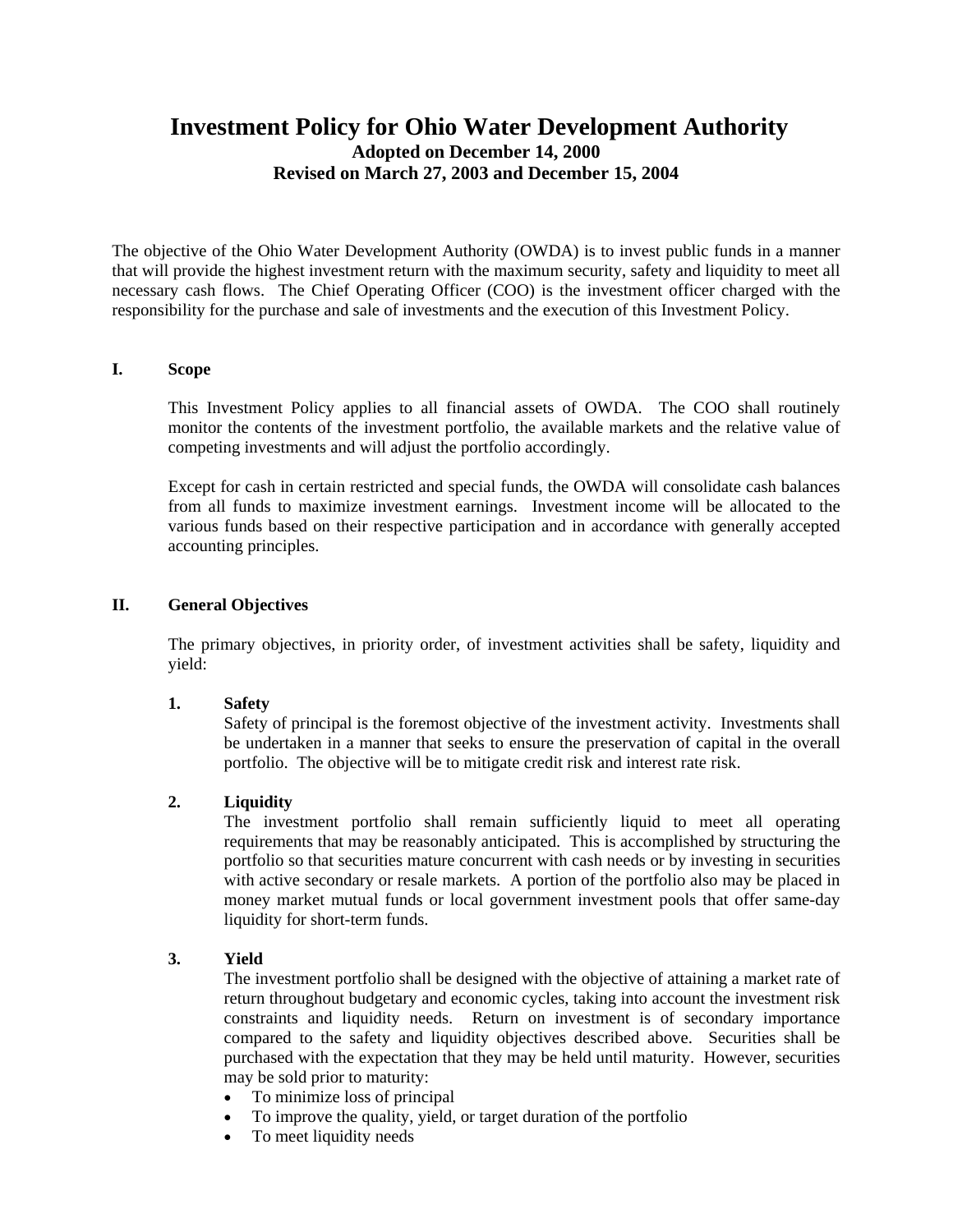# Investment Policy for Ohio Water Development Authority

**Adopted on December 14, 2000**
**Revised on March 27, 2003 and December 15, 2004**

The objective of the Ohio Water Development Authority (OWDA) is to invest public funds in a manner that will provide the highest investment return with the maximum security, safety and liquidity to meet all necessary cash flows. The Chief Operating Officer (COO) is the investment officer charged with the responsibility for the purchase and sale of investments and the execution of this Investment Policy.

## I. Scope

This Investment Policy applies to all financial assets of OWDA. The COO shall routinely monitor the contents of the investment portfolio, the available markets and the relative value of competing investments and will adjust the portfolio accordingly.

Except for cash in certain restricted and special funds, the OWDA will consolidate cash balances from all funds to maximize investment earnings. Investment income will be allocated to the various funds based on their respective participation and in accordance with generally accepted accounting principles.

## II. General Objectives

The primary objectives, in priority order, of investment activities shall be safety, liquidity and yield:

### 1. Safety

Safety of principal is the foremost objective of the investment activity. Investments shall be undertaken in a manner that seeks to ensure the preservation of capital in the overall portfolio. The objective will be to mitigate credit risk and interest rate risk.

### 2. Liquidity

The investment portfolio shall remain sufficiently liquid to meet all operating requirements that may be reasonably anticipated. This is accomplished by structuring the portfolio so that securities mature concurrent with cash needs or by investing in securities with active secondary or resale markets. A portion of the portfolio also may be placed in money market mutual funds or local government investment pools that offer same-day liquidity for short-term funds.

### 3. Yield

The investment portfolio shall be designed with the objective of attaining a market rate of return throughout budgetary and economic cycles, taking into account the investment risk constraints and liquidity needs. Return on investment is of secondary importance compared to the safety and liquidity objectives described above. Securities shall be purchased with the expectation that they may be held until maturity. However, securities may be sold prior to maturity:

- To minimize loss of principal
- To improve the quality, yield, or target duration of the portfolio
- To meet liquidity needs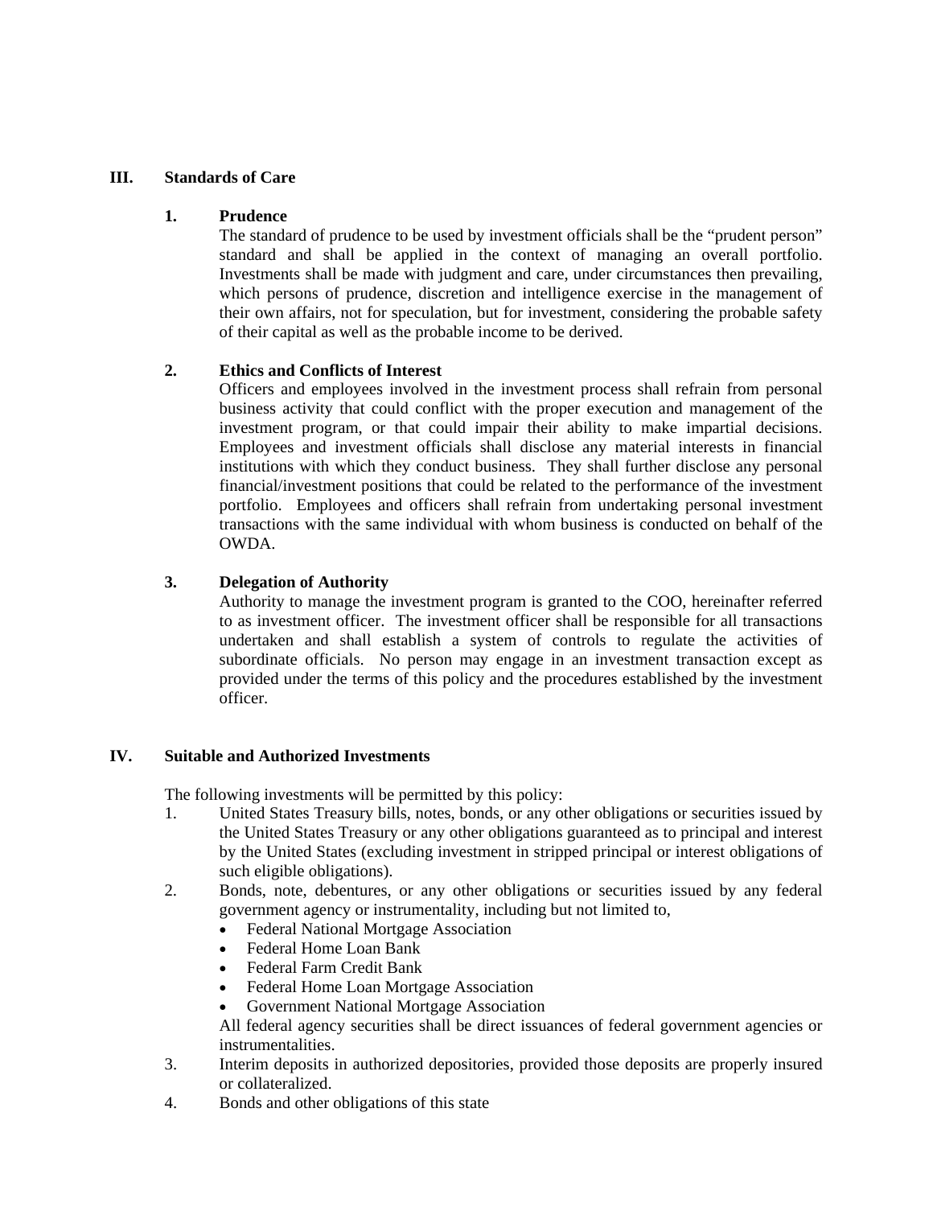## III. Standards of Care

### 1. Prudence

The standard of prudence to be used by investment officials shall be the "prudent person" standard and shall be applied in the context of managing an overall portfolio. Investments shall be made with judgment and care, under circumstances then prevailing, which persons of prudence, discretion and intelligence exercise in the management of their own affairs, not for speculation, but for investment, considering the probable safety of their capital as well as the probable income to be derived.

### 2. Ethics and Conflicts of Interest

Officers and employees involved in the investment process shall refrain from personal business activity that could conflict with the proper execution and management of the investment program, or that could impair their ability to make impartial decisions. Employees and investment officials shall disclose any material interests in financial institutions with which they conduct business. They shall further disclose any personal financial/investment positions that could be related to the performance of the investment portfolio. Employees and officers shall refrain from undertaking personal investment transactions with the same individual with whom business is conducted on behalf of the OWDA.

### 3. Delegation of Authority

Authority to manage the investment program is granted to the COO, hereinafter referred to as investment officer. The investment officer shall be responsible for all transactions undertaken and shall establish a system of controls to regulate the activities of subordinate officials. No person may engage in an investment transaction except as provided under the terms of this policy and the procedures established by the investment officer.

## IV. Suitable and Authorized Investments

The following investments will be permitted by this policy:

1. United States Treasury bills, notes, bonds, or any other obligations or securities issued by the United States Treasury or any other obligations guaranteed as to principal and interest by the United States (excluding investment in stripped principal or interest obligations of such eligible obligations).
2. Bonds, note, debentures, or any other obligations or securities issued by any federal government agency or instrumentality, including but not limited to,
   - Federal National Mortgage Association
   - Federal Home Loan Bank
   - Federal Farm Credit Bank
   - Federal Home Loan Mortgage Association
   - Government National Mortgage Association

   All federal agency securities shall be direct issuances of federal government agencies or instrumentalities.
3. Interim deposits in authorized depositories, provided those deposits are properly insured or collateralized.
4. Bonds and other obligations of this state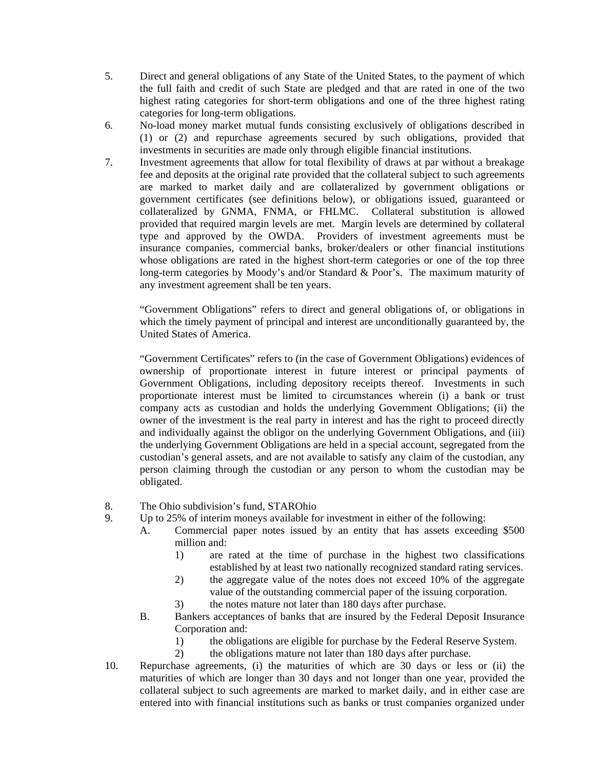5. Direct and general obligations of any State of the United States, to the payment of which the full faith and credit of such State are pledged and that are rated in one of the two highest rating categories for short-term obligations and one of the three highest rating categories for long-term obligations.
6. No-load money market mutual funds consisting exclusively of obligations described in (1) or (2) and repurchase agreements secured by such obligations, provided that investments in securities are made only through eligible financial institutions.
7. Investment agreements that allow for total flexibility of draws at par without a breakage fee and deposits at the original rate provided that the collateral subject to such agreements are marked to market daily and are collateralized by government obligations or government certificates (see definitions below), or obligations issued, guaranteed or collateralized by GNMA, FNMA, or FHLMC. Collateral substitution is allowed provided that required margin levels are met. Margin levels are determined by collateral type and approved by the OWDA. Providers of investment agreements must be insurance companies, commercial banks, broker/dealers or other financial institutions whose obligations are rated in the highest short-term categories or one of the top three long-term categories by Moody's and/or Standard & Poor's. The maximum maturity of any investment agreement shall be ten years.

   "Government Obligations" refers to direct and general obligations of, or obligations in which the timely payment of principal and interest are unconditionally guaranteed by, the United States of America.

   "Government Certificates" refers to (in the case of Government Obligations) evidences of ownership of proportionate interest in future interest or principal payments of Government Obligations, including depository receipts thereof. Investments in such proportionate interest must be limited to circumstances wherein (i) a bank or trust company acts as custodian and holds the underlying Government Obligations; (ii) the owner of the investment is the real party in interest and has the right to proceed directly and individually against the obligor on the underlying Government Obligations, and (iii) the underlying Government Obligations are held in a special account, segregated from the custodian's general assets, and are not available to satisfy any claim of the custodian, any person claiming through the custodian or any person to whom the custodian may be obligated.

8. The Ohio subdivision's fund, STAROhio
9. Up to 25% of interim moneys available for investment in either of the following:
   A. Commercial paper notes issued by an entity that has assets exceeding $500 million and:
      1) are rated at the time of purchase in the highest two classifications established by at least two nationally recognized standard rating services.
      2) the aggregate value of the notes does not exceed 10% of the aggregate value of the outstanding commercial paper of the issuing corporation.
      3) the notes mature not later than 180 days after purchase.
   B. Bankers acceptances of banks that are insured by the Federal Deposit Insurance Corporation and:
      1) the obligations are eligible for purchase by the Federal Reserve System.
      2) the obligations mature not later than 180 days after purchase.
10. Repurchase agreements, (i) the maturities of which are 30 days or less or (ii) the maturities of which are longer than 30 days and not longer than one year, provided the collateral subject to such agreements are marked to market daily, and in either case are entered into with financial institutions such as banks or trust companies organized under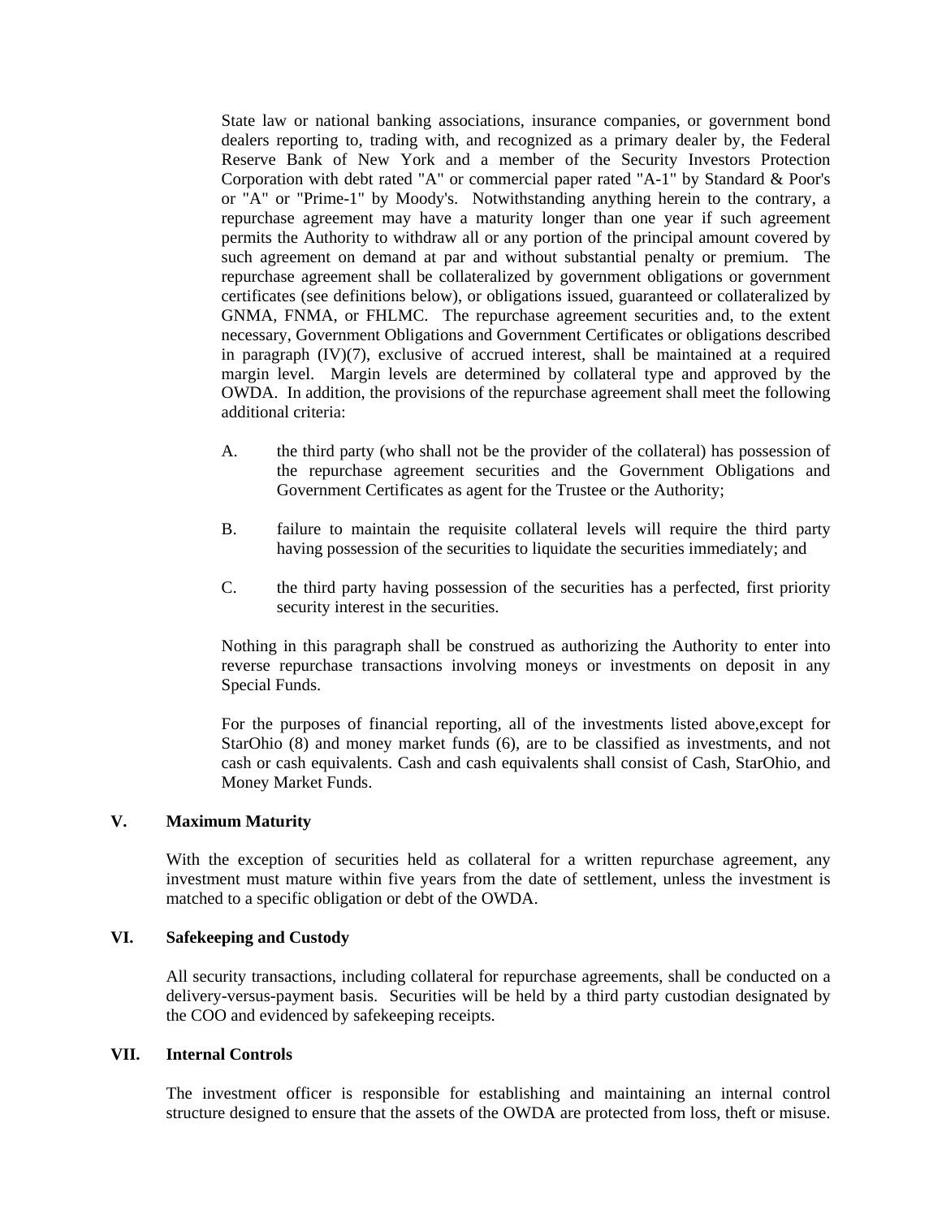State law or national banking associations, insurance companies, or government bond dealers reporting to, trading with, and recognized as a primary dealer by, the Federal Reserve Bank of New York and a member of the Security Investors Protection Corporation with debt rated "A" or commercial paper rated "A-1" by Standard & Poor's or "A" or "Prime-1" by Moody's. Notwithstanding anything herein to the contrary, a repurchase agreement may have a maturity longer than one year if such agreement permits the Authority to withdraw all or any portion of the principal amount covered by such agreement on demand at par and without substantial penalty or premium. The repurchase agreement shall be collateralized by government obligations or government certificates (see definitions below), or obligations issued, guaranteed or collateralized by GNMA, FNMA, or FHLMC. The repurchase agreement securities and, to the extent necessary, Government Obligations and Government Certificates or obligations described in paragraph (IV)(7), exclusive of accrued interest, shall be maintained at a required margin level. Margin levels are determined by collateral type and approved by the OWDA. In addition, the provisions of the repurchase agreement shall meet the following additional criteria:

A. the third party (who shall not be the provider of the collateral) has possession of the repurchase agreement securities and the Government Obligations and Government Certificates as agent for the Trustee or the Authority;

B. failure to maintain the requisite collateral levels will require the third party having possession of the securities to liquidate the securities immediately; and

C. the third party having possession of the securities has a perfected, first priority security interest in the securities.

Nothing in this paragraph shall be construed as authorizing the Authority to enter into reverse repurchase transactions involving moneys or investments on deposit in any Special Funds.

For the purposes of financial reporting, all of the investments listed above,except for StarOhio (8) and money market funds (6), are to be classified as investments, and not cash or cash equivalents. Cash and cash equivalents shall consist of Cash, StarOhio, and Money Market Funds.

## V. Maximum Maturity

With the exception of securities held as collateral for a written repurchase agreement, any investment must mature within five years from the date of settlement, unless the investment is matched to a specific obligation or debt of the OWDA.

## VI. Safekeeping and Custody

All security transactions, including collateral for repurchase agreements, shall be conducted on a delivery-versus-payment basis. Securities will be held by a third party custodian designated by the COO and evidenced by safekeeping receipts.

## VII. Internal Controls

The investment officer is responsible for establishing and maintaining an internal control structure designed to ensure that the assets of the OWDA are protected from loss, theft or misuse.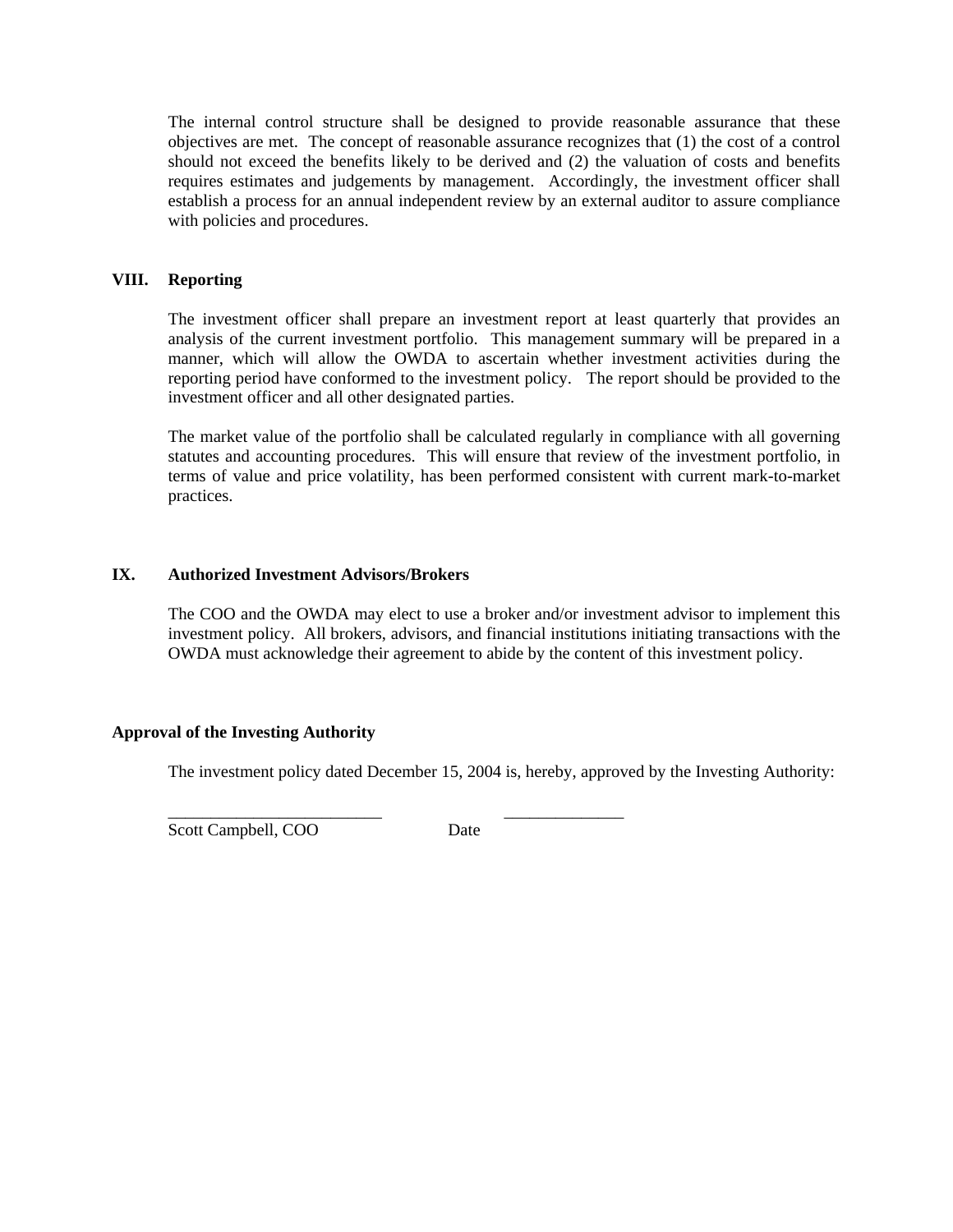The internal control structure shall be designed to provide reasonable assurance that these objectives are met. The concept of reasonable assurance recognizes that (1) the cost of a control should not exceed the benefits likely to be derived and (2) the valuation of costs and benefits requires estimates and judgements by management. Accordingly, the investment officer shall establish a process for an annual independent review by an external auditor to assure compliance with policies and procedures.

## VIII. Reporting

The investment officer shall prepare an investment report at least quarterly that provides an analysis of the current investment portfolio. This management summary will be prepared in a manner, which will allow the OWDA to ascertain whether investment activities during the reporting period have conformed to the investment policy. The report should be provided to the investment officer and all other designated parties.

The market value of the portfolio shall be calculated regularly in compliance with all governing statutes and accounting procedures. This will ensure that review of the investment portfolio, in terms of value and price volatility, has been performed consistent with current mark-to-market practices.

## IX. Authorized Investment Advisors/Brokers

The COO and the OWDA may elect to use a broker and/or investment advisor to implement this investment policy. All brokers, advisors, and financial institutions initiating transactions with the OWDA must acknowledge their agreement to abide by the content of this investment policy.

## Approval of the Investing Authority

The investment policy dated December 15, 2004 is, hereby, approved by the Investing Authority:

_________________________ ______________

Scott Campbell, COO Date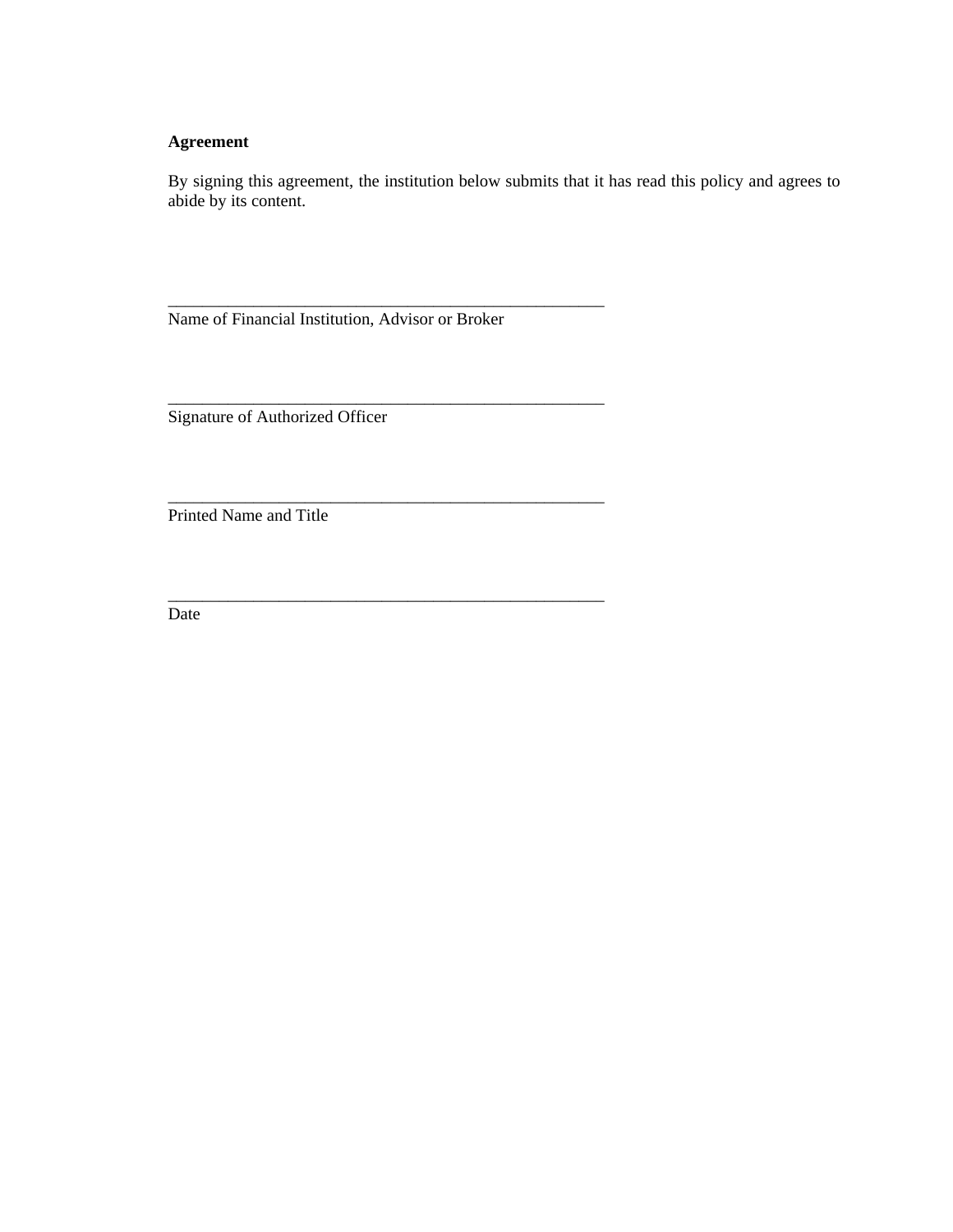**Agreement**

By signing this agreement, the institution below submits that it has read this policy and agrees to abide by its content.

_____________________________________________________
Name of Financial Institution, Advisor or Broker

_____________________________________________________
Signature of Authorized Officer

_____________________________________________________
Printed Name and Title

_____________________________________________________
Date